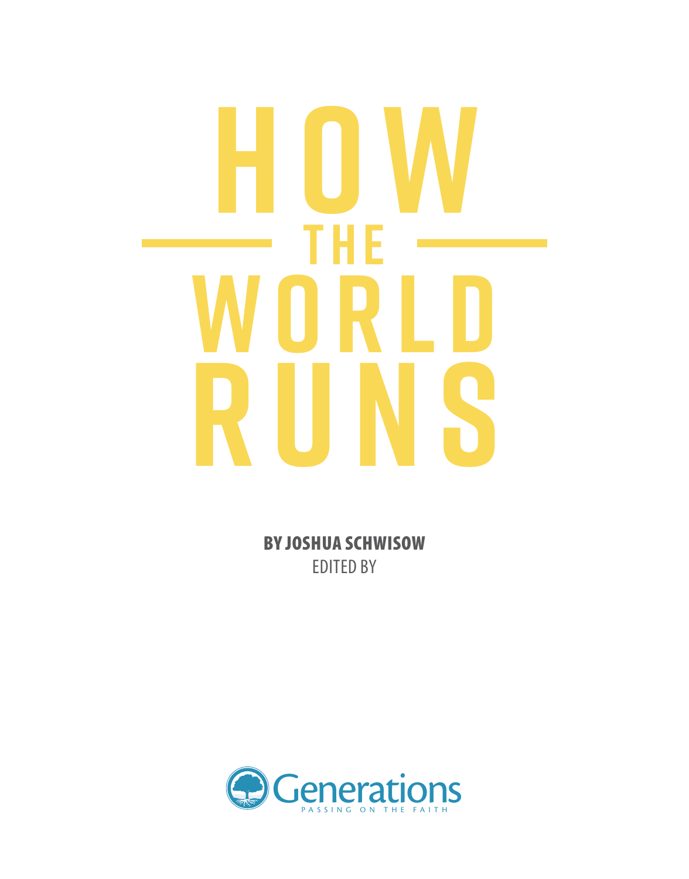# HOW THE WORLD RUNS

**BY JOSHUA SCHWISOW**

EDITED BY

Generations

PASSING ON THE FAITH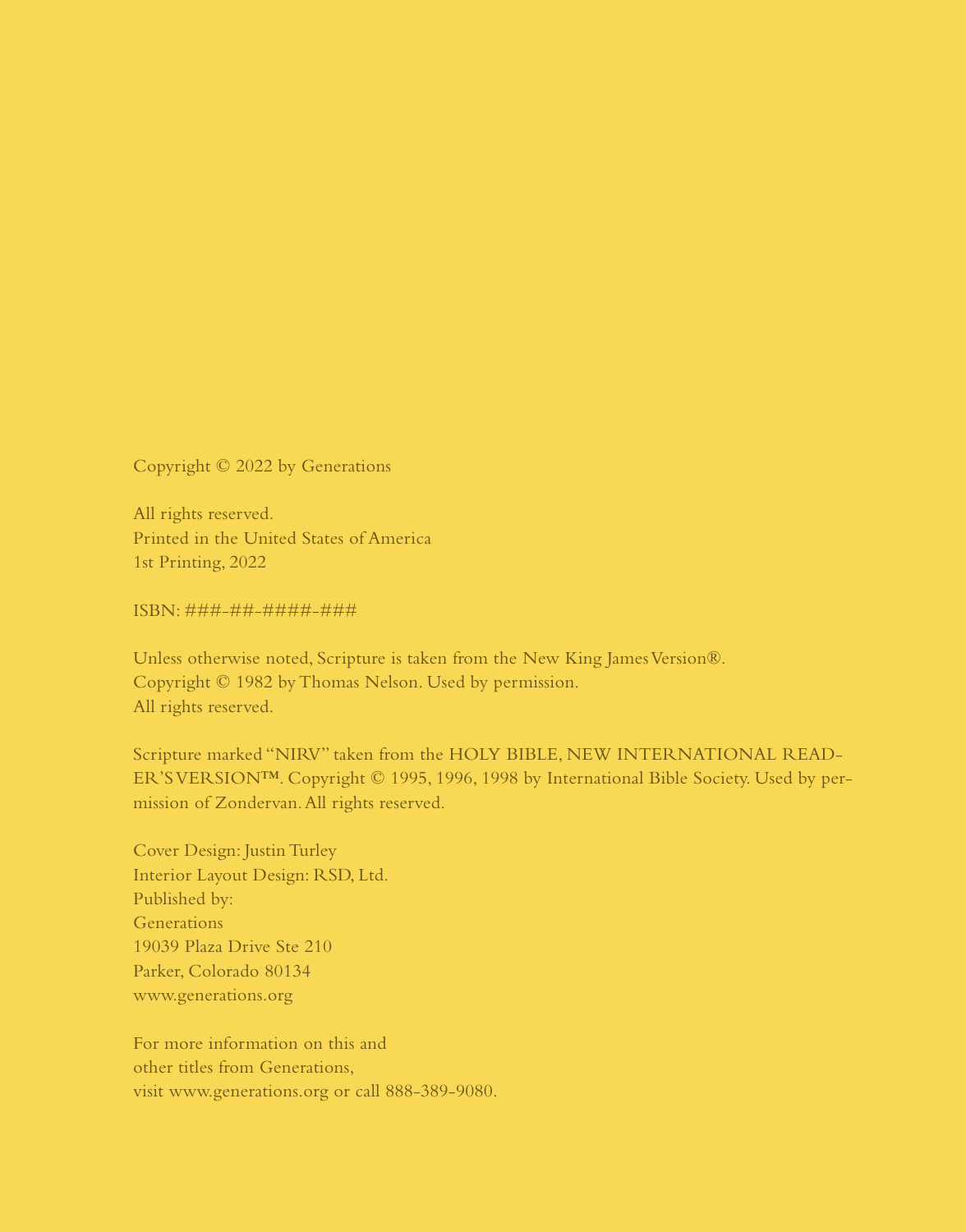Copyright © 2022 by Generations

All rights reserved.
Printed in the United States of America
1st Printing, 2022

ISBN: ###-##-####-###

Unless otherwise noted, Scripture is taken from the New King James Version®.
Copyright © 1982 by Thomas Nelson. Used by permission.
All rights reserved.

Scripture marked "NIRV" taken from the HOLY BIBLE, NEW INTERNATIONAL READER'S VERSION™. Copyright © 1995, 1996, 1998 by International Bible Society. Used by permission of Zondervan. All rights reserved.

Cover Design: Justin Turley
Interior Layout Design: RSD, Ltd.
Published by:
Generations
19039 Plaza Drive Ste 210
Parker, Colorado 80134
www.generations.org

For more information on this and
other titles from Generations,
visit www.generations.org or call 888-389-9080.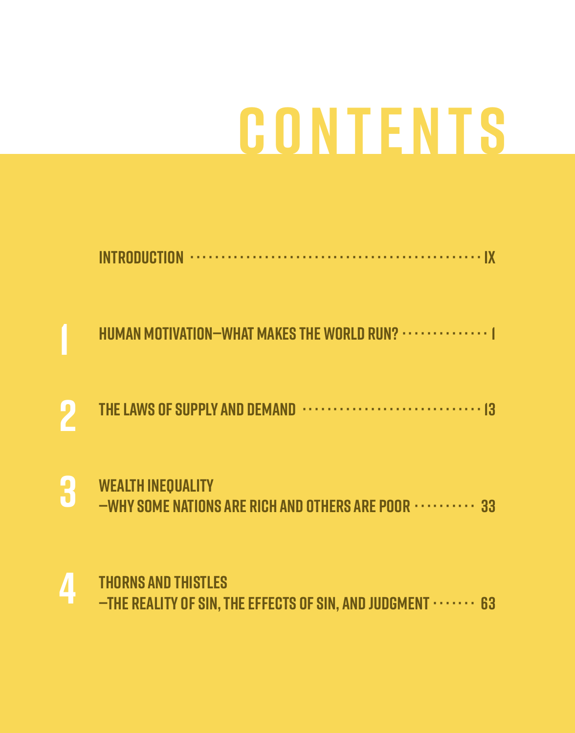# CONTENTS

INTRODUCTION ........................................ IX

1 HUMAN MOTIVATION—WHAT MAKES THE WORLD RUN? ........ 1

2 THE LAWS OF SUPPLY AND DEMAND ........................ 13

3 WEALTH INEQUALITY
—WHY SOME NATIONS ARE RICH AND OTHERS ARE POOR .......... 33

4 THORNS AND THISTLES
—THE REALITY OF SIN, THE EFFECTS OF SIN, AND JUDGMENT ....... 63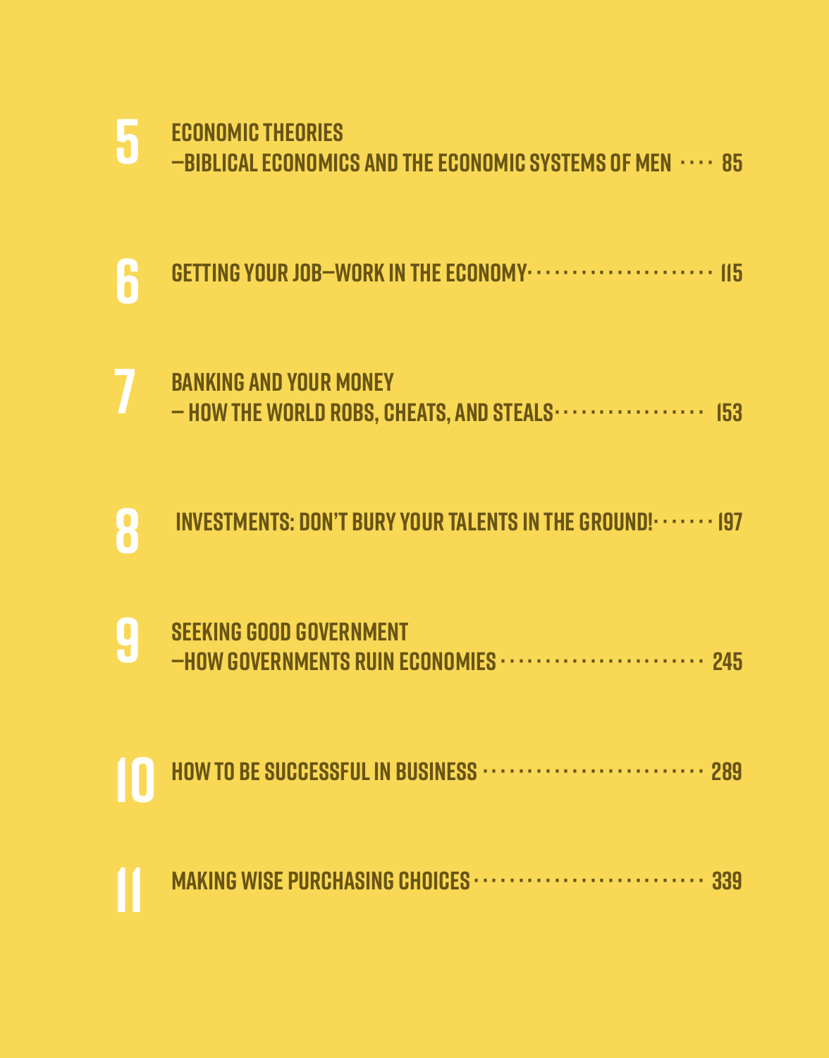**5** ECONOMIC THEORIES —BIBLICAL ECONOMICS AND THE ECONOMIC SYSTEMS OF MEN ···· 85

**6** GETTING YOUR JOB—WORK IN THE ECONOMY ···· 115

**7** BANKING AND YOUR MONEY — HOW THE WORLD ROBS, CHEATS, AND STEALS ···· 153

**8** INVESTMENTS: DON'T BURY YOUR TALENTS IN THE GROUND! ···· 197

**9** SEEKING GOOD GOVERNMENT —HOW GOVERNMENTS RUIN ECONOMIES ···· 245

**10** HOW TO BE SUCCESSFUL IN BUSINESS ···· 289

**11** MAKING WISE PURCHASING CHOICES ···· 339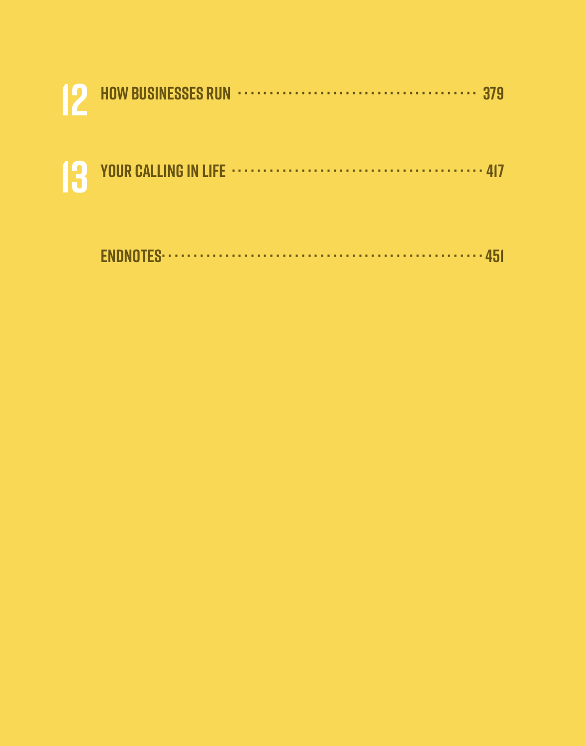12 HOW BUSINESSES RUN ........................................ 379

13 YOUR CALLING IN LIFE ........................................ 417

ENDNOTES ........................................ 451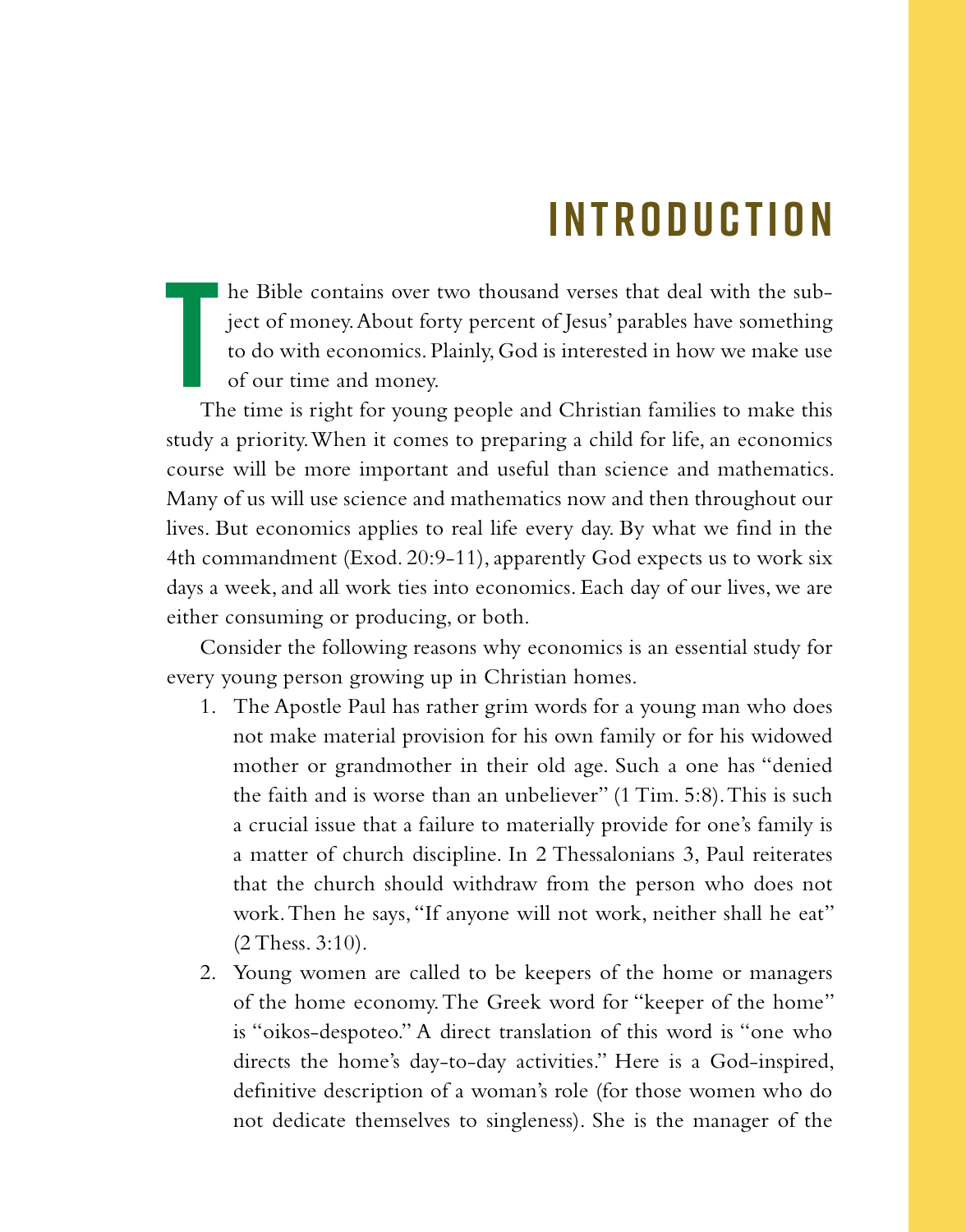# INTRODUCTION

The Bible contains over two thousand verses that deal with the subject of money. About forty percent of Jesus' parables have something to do with economics. Plainly, God is interested in how we make use of our time and money.

The time is right for young people and Christian families to make this study a priority. When it comes to preparing a child for life, an economics course will be more important and useful than science and mathematics. Many of us will use science and mathematics now and then throughout our lives. But economics applies to real life every day. By what we find in the 4th commandment (Exod. 20:9-11), apparently God expects us to work six days a week, and all work ties into economics. Each day of our lives, we are either consuming or producing, or both.

Consider the following reasons why economics is an essential study for every young person growing up in Christian homes.

1. The Apostle Paul has rather grim words for a young man who does not make material provision for his own family or for his widowed mother or grandmother in their old age. Such a one has "denied the faith and is worse than an unbeliever" (1 Tim. 5:8). This is such a crucial issue that a failure to materially provide for one's family is a matter of church discipline. In 2 Thessalonians 3, Paul reiterates that the church should withdraw from the person who does not work. Then he says, "If anyone will not work, neither shall he eat" (2 Thess. 3:10).
2. Young women are called to be keepers of the home or managers of the home economy. The Greek word for "keeper of the home" is "oikos-despoteo." A direct translation of this word is "one who directs the home's day-to-day activities." Here is a God-inspired, definitive description of a woman's role (for those women who do not dedicate themselves to singleness). She is the manager of the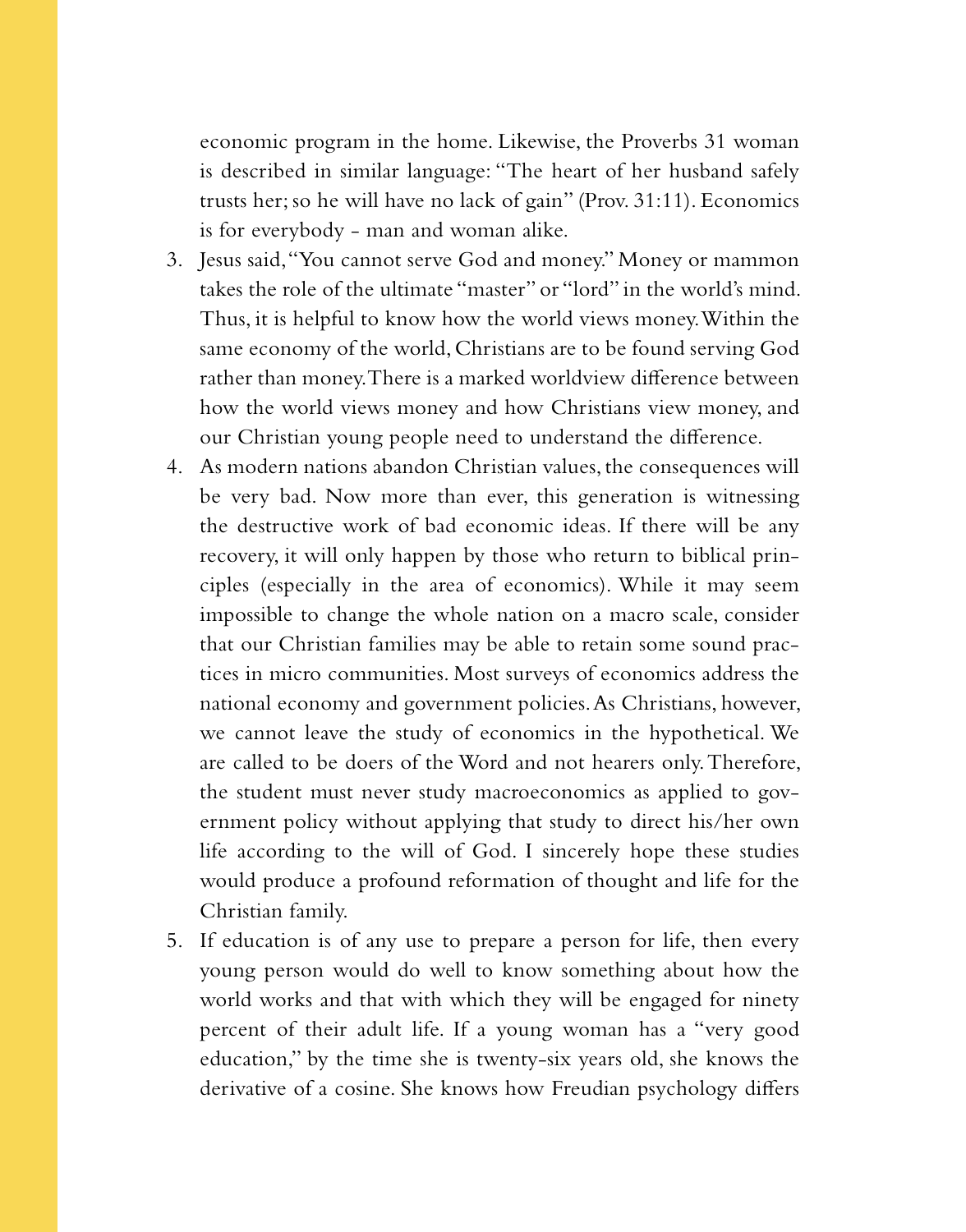economic program in the home. Likewise, the Proverbs 31 woman is described in similar language: "The heart of her husband safely trusts her; so he will have no lack of gain" (Prov. 31:11). Economics is for everybody - man and woman alike.

3. Jesus said, "You cannot serve God and money." Money or mammon takes the role of the ultimate "master" or "lord" in the world's mind. Thus, it is helpful to know how the world views money. Within the same economy of the world, Christians are to be found serving God rather than money. There is a marked worldview difference between how the world views money and how Christians view money, and our Christian young people need to understand the difference.
4. As modern nations abandon Christian values, the consequences will be very bad. Now more than ever, this generation is witnessing the destructive work of bad economic ideas. If there will be any recovery, it will only happen by those who return to biblical principles (especially in the area of economics). While it may seem impossible to change the whole nation on a macro scale, consider that our Christian families may be able to retain some sound practices in micro communities. Most surveys of economics address the national economy and government policies. As Christians, however, we cannot leave the study of economics in the hypothetical. We are called to be doers of the Word and not hearers only. Therefore, the student must never study macroeconomics as applied to government policy without applying that study to direct his/her own life according to the will of God. I sincerely hope these studies would produce a profound reformation of thought and life for the Christian family.
5. If education is of any use to prepare a person for life, then every young person would do well to know something about how the world works and that with which they will be engaged for ninety percent of their adult life. If a young woman has a "very good education," by the time she is twenty-six years old, she knows the derivative of a cosine. She knows how Freudian psychology differs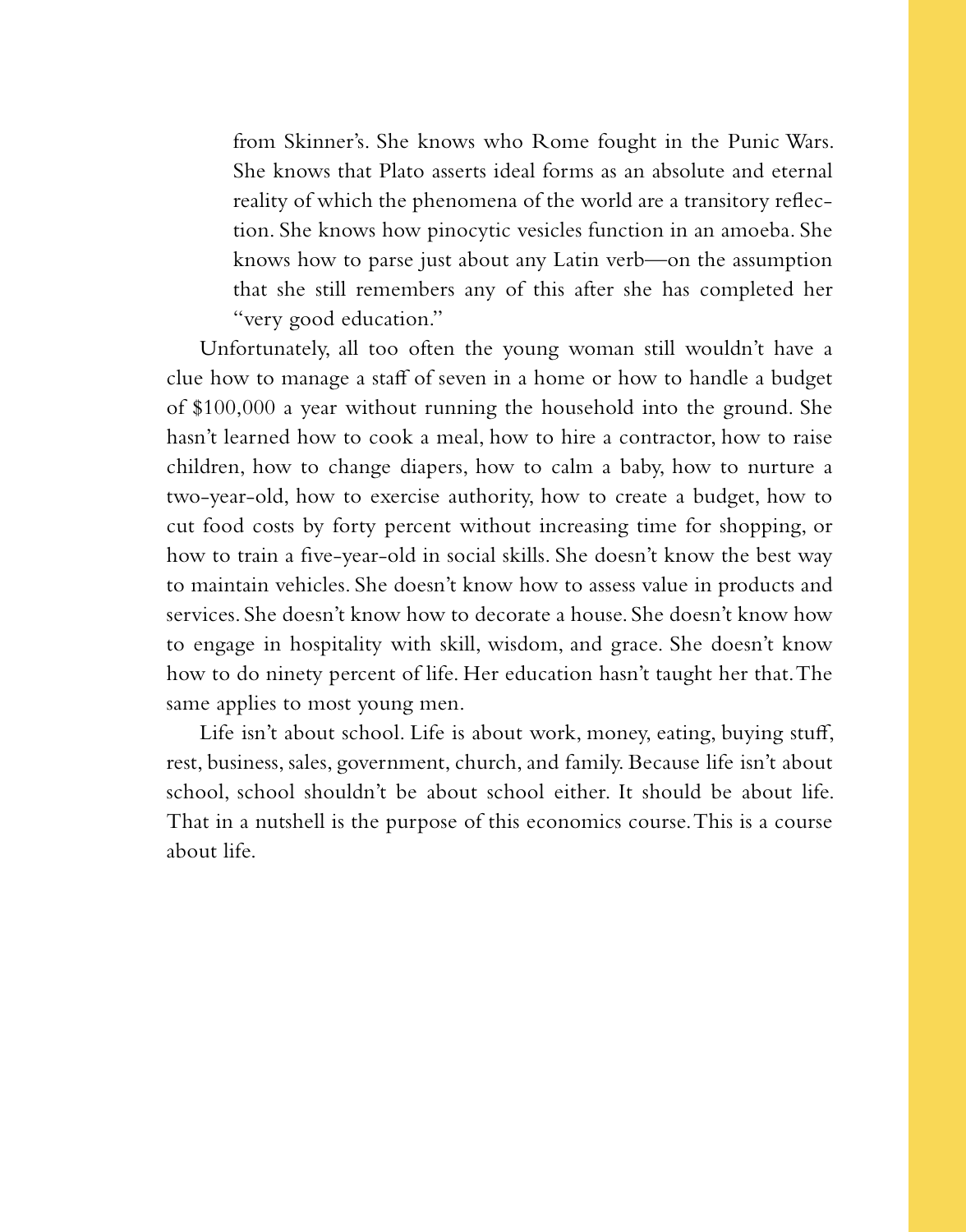from Skinner's. She knows who Rome fought in the Punic Wars. She knows that Plato asserts ideal forms as an absolute and eternal reality of which the phenomena of the world are a transitory reflection. She knows how pinocytic vesicles function in an amoeba. She knows how to parse just about any Latin verb—on the assumption that she still remembers any of this after she has completed her "very good education."

Unfortunately, all too often the young woman still wouldn't have a clue how to manage a staff of seven in a home or how to handle a budget of $100,000 a year without running the household into the ground. She hasn't learned how to cook a meal, how to hire a contractor, how to raise children, how to change diapers, how to calm a baby, how to nurture a two-year-old, how to exercise authority, how to create a budget, how to cut food costs by forty percent without increasing time for shopping, or how to train a five-year-old in social skills. She doesn't know the best way to maintain vehicles. She doesn't know how to assess value in products and services. She doesn't know how to decorate a house. She doesn't know how to engage in hospitality with skill, wisdom, and grace. She doesn't know how to do ninety percent of life. Her education hasn't taught her that. The same applies to most young men.

Life isn't about school. Life is about work, money, eating, buying stuff, rest, business, sales, government, church, and family. Because life isn't about school, school shouldn't be about school either. It should be about life. That in a nutshell is the purpose of this economics course. This is a course about life.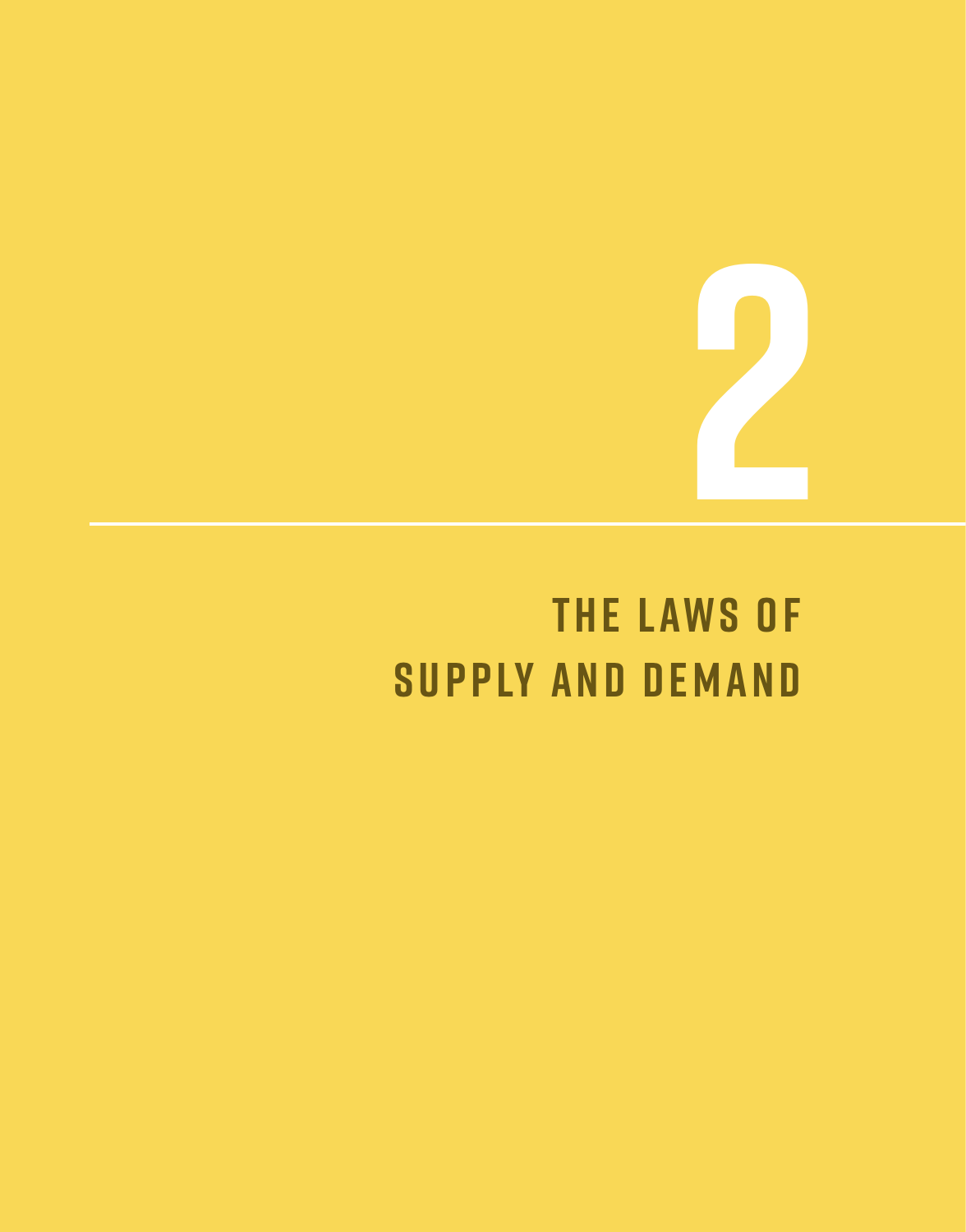# 2

# THE LAWS OF SUPPLY AND DEMAND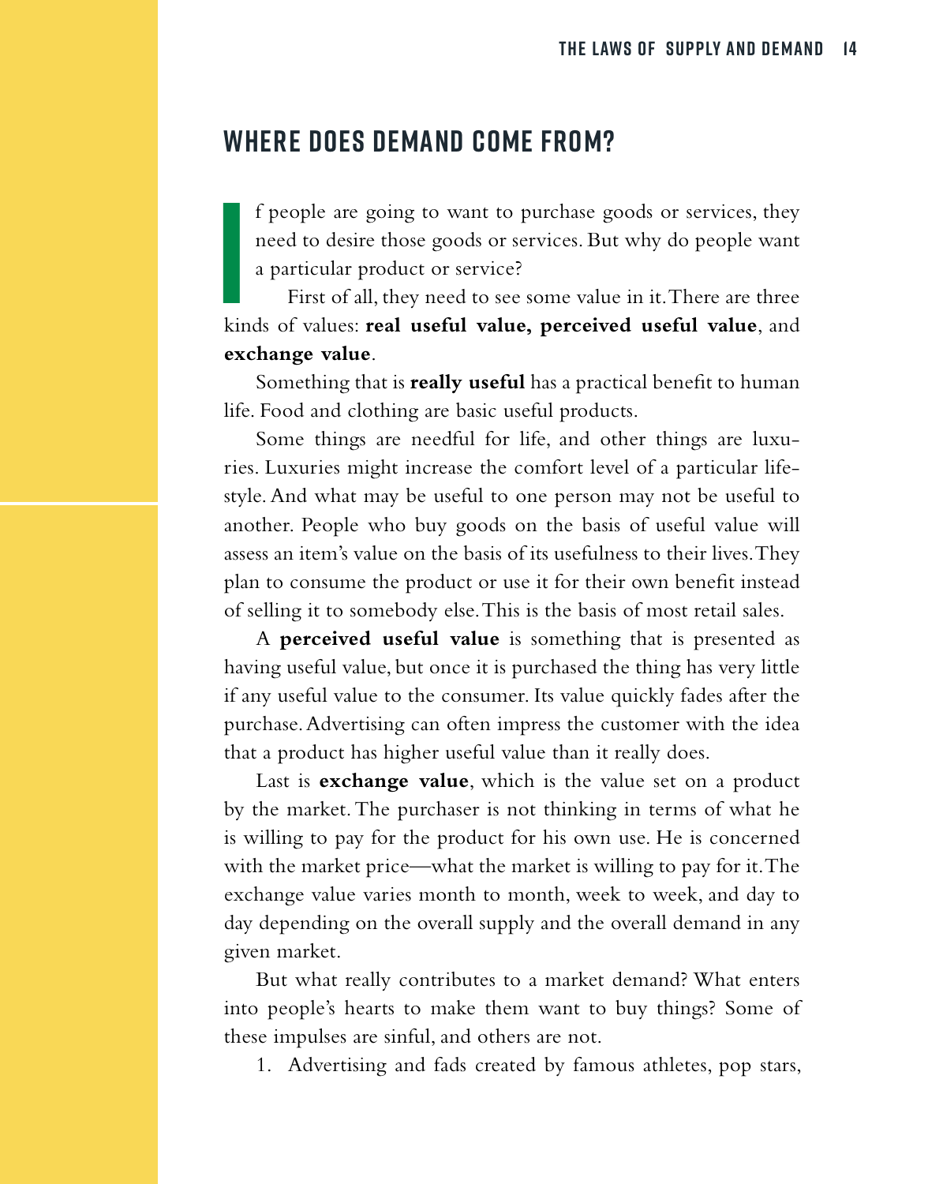## WHERE DOES DEMAND COME FROM?

If people are going to want to purchase goods or services, they need to desire those goods or services. But why do people want a particular product or service?

First of all, they need to see some value in it. There are three kinds of values: **real useful value, perceived useful value**, and **exchange value**.

Something that is **really useful** has a practical benefit to human life. Food and clothing are basic useful products.

Some things are needful for life, and other things are luxuries. Luxuries might increase the comfort level of a particular lifestyle. And what may be useful to one person may not be useful to another. People who buy goods on the basis of useful value will assess an item's value on the basis of its usefulness to their lives. They plan to consume the product or use it for their own benefit instead of selling it to somebody else. This is the basis of most retail sales.

A **perceived useful value** is something that is presented as having useful value, but once it is purchased the thing has very little if any useful value to the consumer. Its value quickly fades after the purchase. Advertising can often impress the customer with the idea that a product has higher useful value than it really does.

Last is **exchange value**, which is the value set on a product by the market. The purchaser is not thinking in terms of what he is willing to pay for the product for his own use. He is concerned with the market price—what the market is willing to pay for it. The exchange value varies month to month, week to week, and day to day depending on the overall supply and the overall demand in any given market.

But what really contributes to a market demand? What enters into people's hearts to make them want to buy things? Some of these impulses are sinful, and others are not.

1. Advertising and fads created by famous athletes, pop stars,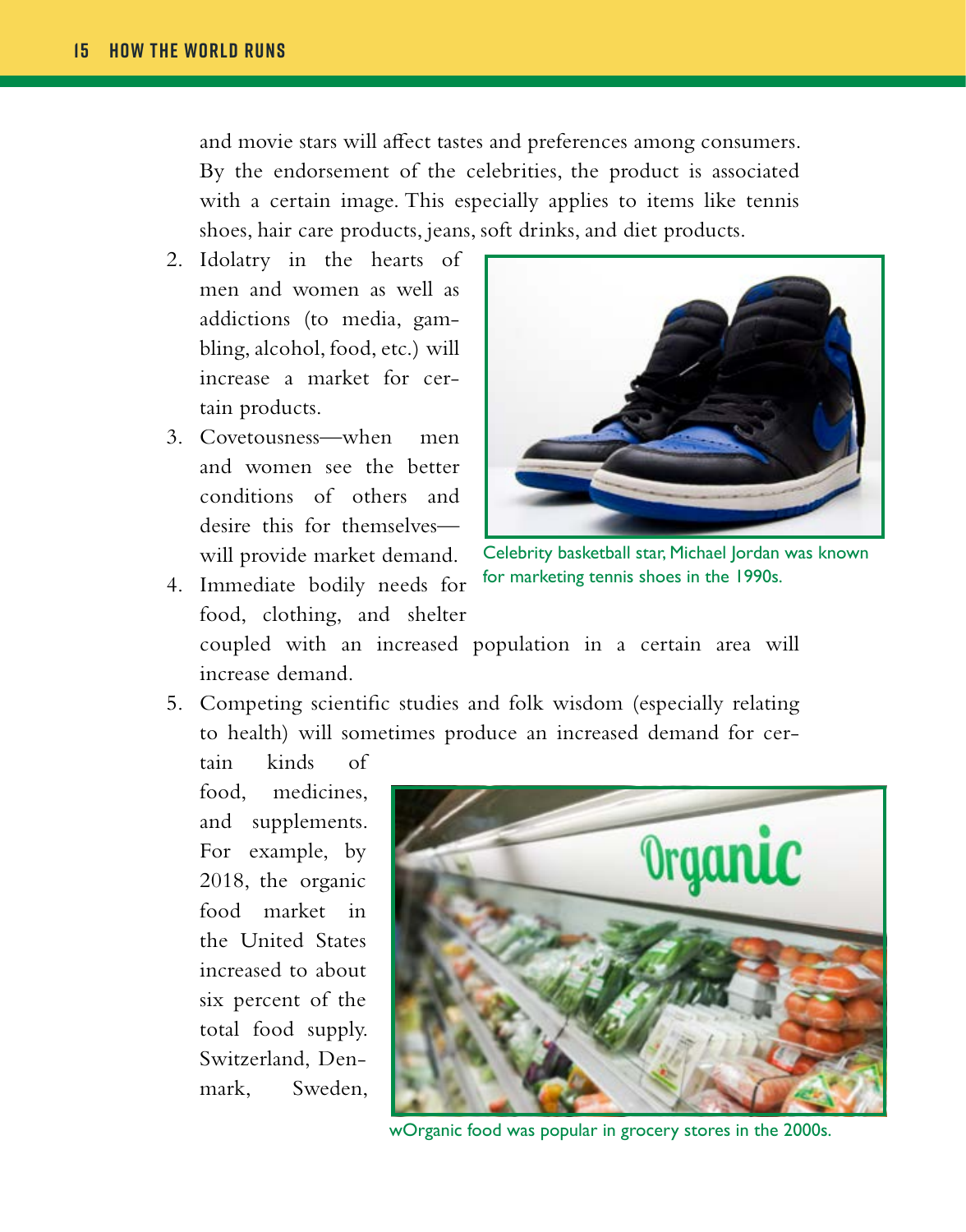and movie stars will affect tastes and preferences among consumers. By the endorsement of the celebrities, the product is associated with a certain image. This especially applies to items like tennis shoes, hair care products, jeans, soft drinks, and diet products.

2. Idolatry in the hearts of men and women as well as addictions (to media, gambling, alcohol, food, etc.) will increase a market for certain products.
3. Covetousness—when men and women see the better conditions of others and desire this for themselves—will provide market demand.
4. Immediate bodily needs for food, clothing, and shelter coupled with an increased population in a certain area will increase demand.
5. Competing scientific studies and folk wisdom (especially relating to health) will sometimes produce an increased demand for certain kinds of food, medicines, and supplements. For example, by 2018, the organic food market in the United States increased to about six percent of the total food supply. Switzerland, Denmark, Sweden,

Celebrity basketball star, Michael Jordan was known for marketing tennis shoes in the 1990s.

wOrganic food was popular in grocery stores in the 2000s.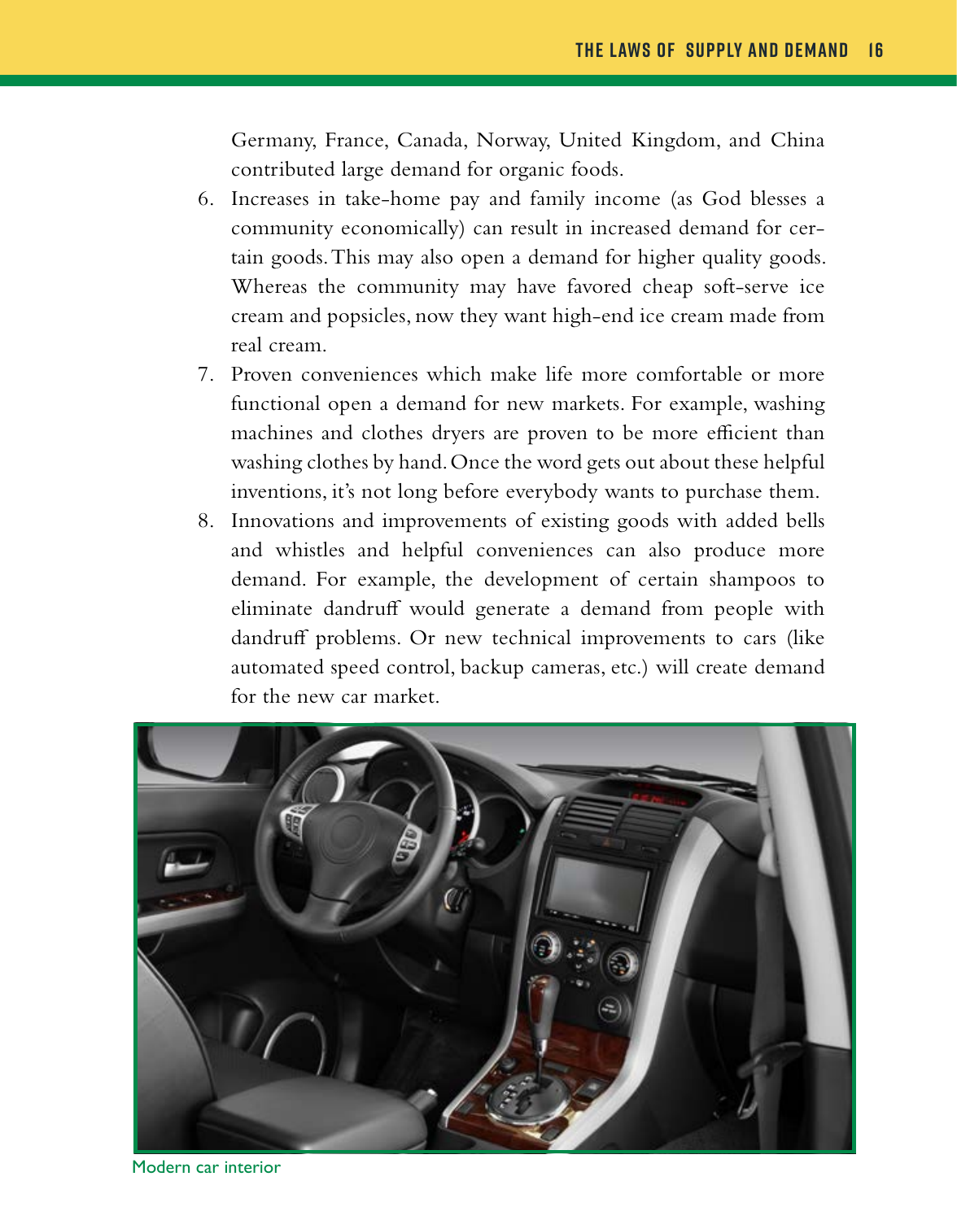Germany, France, Canada, Norway, United Kingdom, and China contributed large demand for organic foods.

6. Increases in take-home pay and family income (as God blesses a community economically) can result in increased demand for certain goods. This may also open a demand for higher quality goods. Whereas the community may have favored cheap soft-serve ice cream and popsicles, now they want high-end ice cream made from real cream.
7. Proven conveniences which make life more comfortable or more functional open a demand for new markets. For example, washing machines and clothes dryers are proven to be more efficient than washing clothes by hand. Once the word gets out about these helpful inventions, it's not long before everybody wants to purchase them.
8. Innovations and improvements of existing goods with added bells and whistles and helpful conveniences can also produce more demand. For example, the development of certain shampoos to eliminate dandruff would generate a demand from people with dandruff problems. Or new technical improvements to cars (like automated speed control, backup cameras, etc.) will create demand for the new car market.

Modern car interior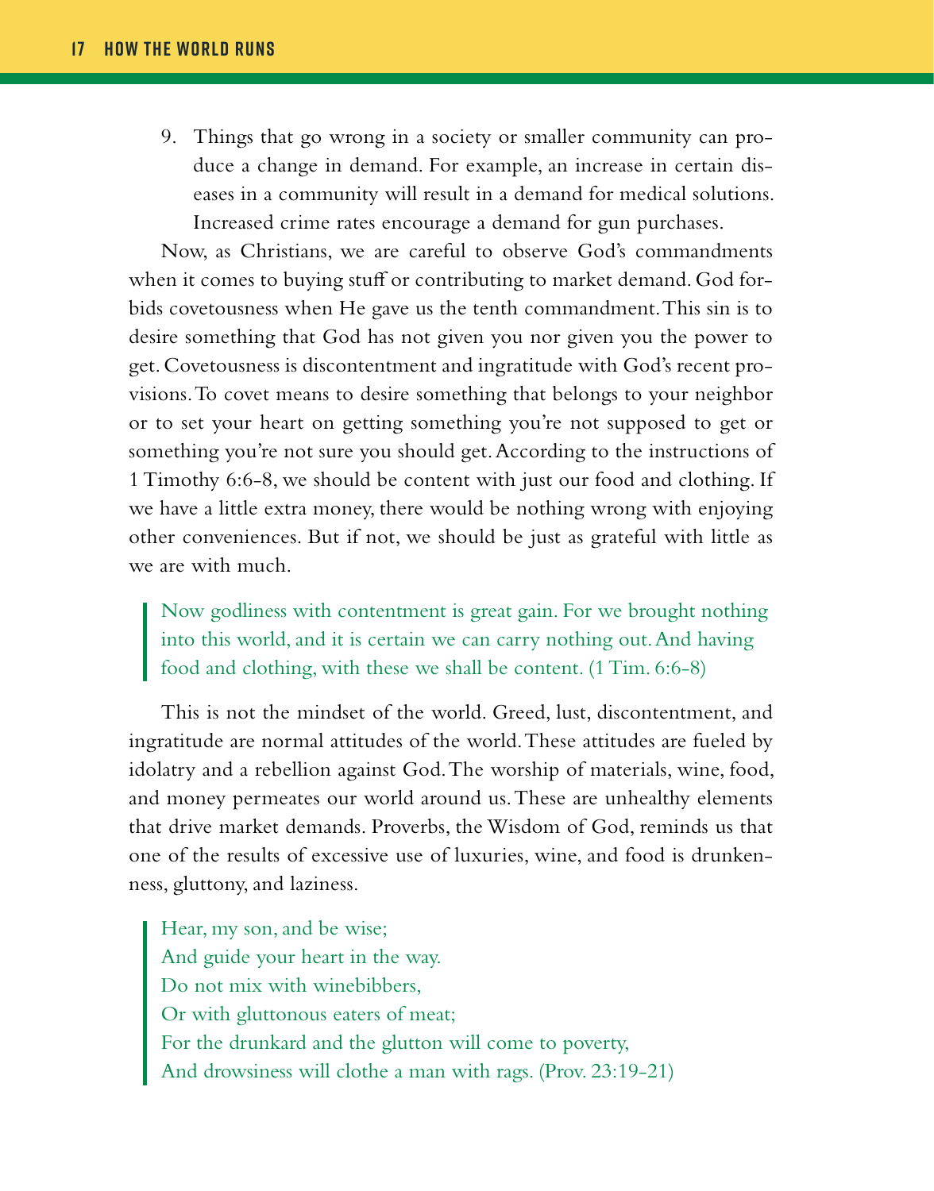9. Things that go wrong in a society or smaller community can produce a change in demand. For example, an increase in certain diseases in a community will result in a demand for medical solutions. Increased crime rates encourage a demand for gun purchases.

Now, as Christians, we are careful to observe God's commandments when it comes to buying stuff or contributing to market demand. God forbids covetousness when He gave us the tenth commandment. This sin is to desire something that God has not given you nor given you the power to get. Covetousness is discontentment and ingratitude with God's recent provisions. To covet means to desire something that belongs to your neighbor or to set your heart on getting something you're not supposed to get or something you're not sure you should get. According to the instructions of 1 Timothy 6:6-8, we should be content with just our food and clothing. If we have a little extra money, there would be nothing wrong with enjoying other conveniences. But if not, we should be just as grateful with little as we are with much.

> Now godliness with contentment is great gain. For we brought nothing into this world, and it is certain we can carry nothing out. And having food and clothing, with these we shall be content. (1 Tim. 6:6-8)

This is not the mindset of the world. Greed, lust, discontentment, and ingratitude are normal attitudes of the world. These attitudes are fueled by idolatry and a rebellion against God. The worship of materials, wine, food, and money permeates our world around us. These are unhealthy elements that drive market demands. Proverbs, the Wisdom of God, reminds us that one of the results of excessive use of luxuries, wine, and food is drunkenness, gluttony, and laziness.

> Hear, my son, and be wise;
> And guide your heart in the way.
> Do not mix with winebibbers,
> Or with gluttonous eaters of meat;
> For the drunkard and the glutton will come to poverty,
> And drowsiness will clothe a man with rags. (Prov. 23:19-21)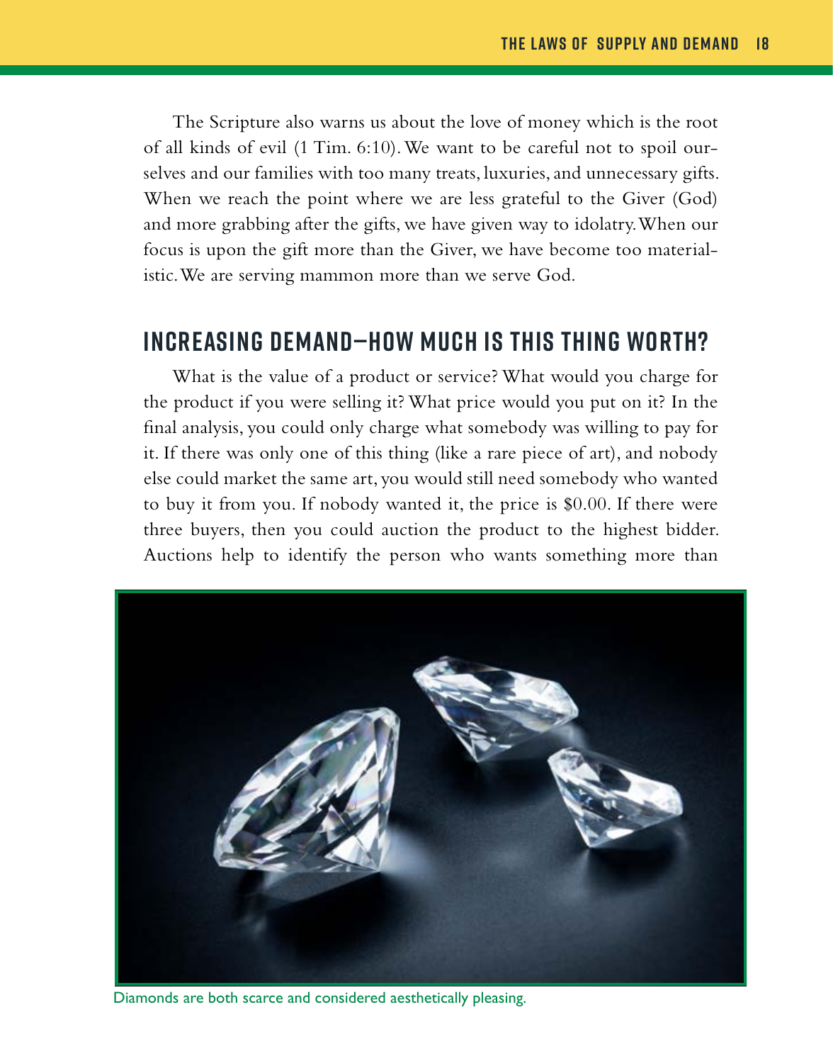The Scripture also warns us about the love of money which is the root of all kinds of evil (1 Tim. 6:10). We want to be careful not to spoil ourselves and our families with too many treats, luxuries, and unnecessary gifts. When we reach the point where we are less grateful to the Giver (God) and more grabbing after the gifts, we have given way to idolatry. When our focus is upon the gift more than the Giver, we have become too materialistic. We are serving mammon more than we serve God.

## Increasing Demand—How Much Is This Thing Worth?

What is the value of a product or service? What would you charge for the product if you were selling it? What price would you put on it? In the final analysis, you could only charge what somebody was willing to pay for it. If there was only one of this thing (like a rare piece of art), and nobody else could market the same art, you would still need somebody who wanted to buy it from you. If nobody wanted it, the price is $0.00. If there were three buyers, then you could auction the product to the highest bidder. Auctions help to identify the person who wants something more than

Diamonds are both scarce and considered aesthetically pleasing.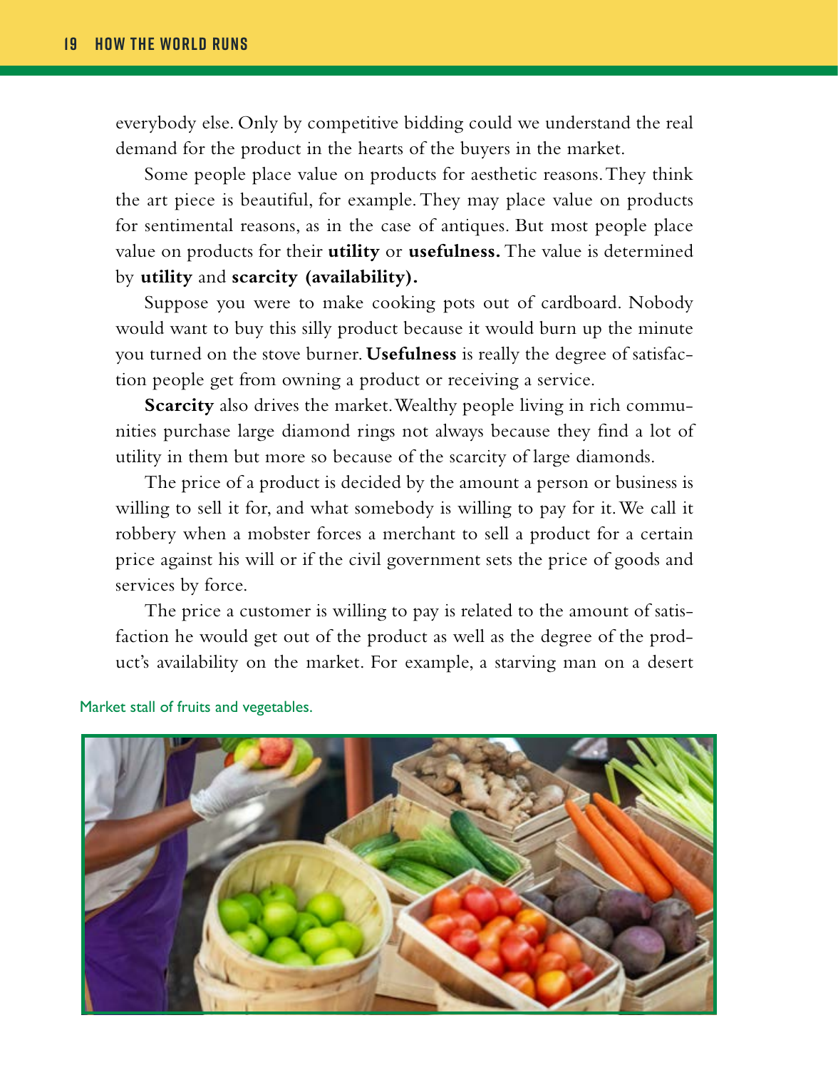everybody else. Only by competitive bidding could we understand the real demand for the product in the hearts of the buyers in the market.

Some people place value on products for aesthetic reasons. They think the art piece is beautiful, for example. They may place value on products for sentimental reasons, as in the case of antiques. But most people place value on products for their **utility** or **usefulness.** The value is determined by **utility** and **scarcity (availability).**

Suppose you were to make cooking pots out of cardboard. Nobody would want to buy this silly product because it would burn up the minute you turned on the stove burner. **Usefulness** is really the degree of satisfaction people get from owning a product or receiving a service.

**Scarcity** also drives the market. Wealthy people living in rich communities purchase large diamond rings not always because they find a lot of utility in them but more so because of the scarcity of large diamonds.

The price of a product is decided by the amount a person or business is willing to sell it for, and what somebody is willing to pay for it. We call it robbery when a mobster forces a merchant to sell a product for a certain price against his will or if the civil government sets the price of goods and services by force.

The price a customer is willing to pay is related to the amount of satisfaction he would get out of the product as well as the degree of the product's availability on the market. For example, a starving man on a desert

Market stall of fruits and vegetables.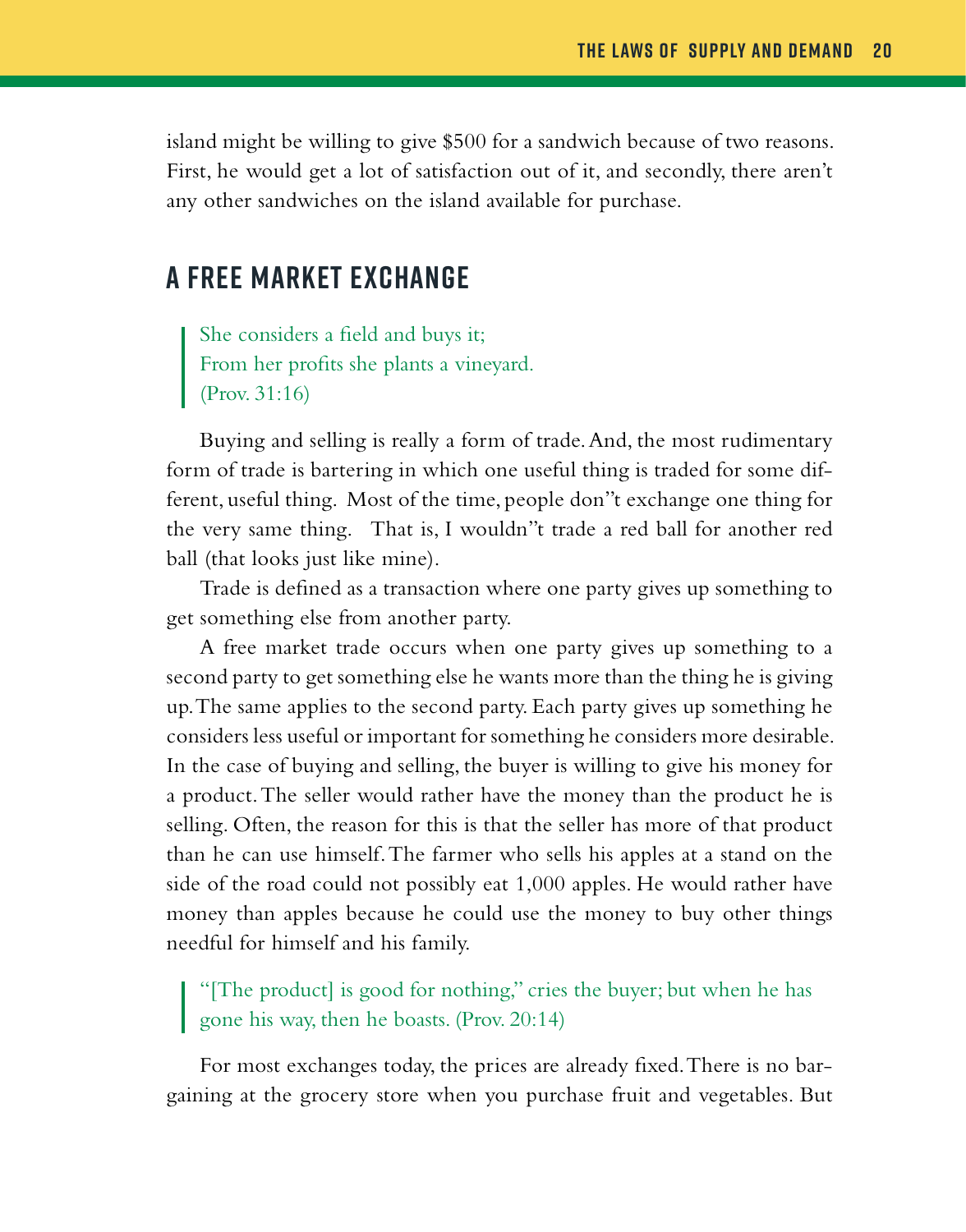island might be willing to give $500 for a sandwich because of two reasons. First, he would get a lot of satisfaction out of it, and secondly, there aren't any other sandwiches on the island available for purchase.

## A FREE MARKET EXCHANGE

> She considers a field and buys it;
> From her profits she plants a vineyard.
> (Prov. 31:16)

Buying and selling is really a form of trade. And, the most rudimentary form of trade is bartering in which one useful thing is traded for some different, useful thing. Most of the time, people don''t exchange one thing for the very same thing. That is, I wouldn''t trade a red ball for another red ball (that looks just like mine).

Trade is defined as a transaction where one party gives up something to get something else from another party.

A free market trade occurs when one party gives up something to a second party to get something else he wants more than the thing he is giving up. The same applies to the second party. Each party gives up something he considers less useful or important for something he considers more desirable. In the case of buying and selling, the buyer is willing to give his money for a product. The seller would rather have the money than the product he is selling. Often, the reason for this is that the seller has more of that product than he can use himself. The farmer who sells his apples at a stand on the side of the road could not possibly eat 1,000 apples. He would rather have money than apples because he could use the money to buy other things needful for himself and his family.

> "[The product] is good for nothing," cries the buyer; but when he has gone his way, then he boasts. (Prov. 20:14)

For most exchanges today, the prices are already fixed. There is no bargaining at the grocery store when you purchase fruit and vegetables. But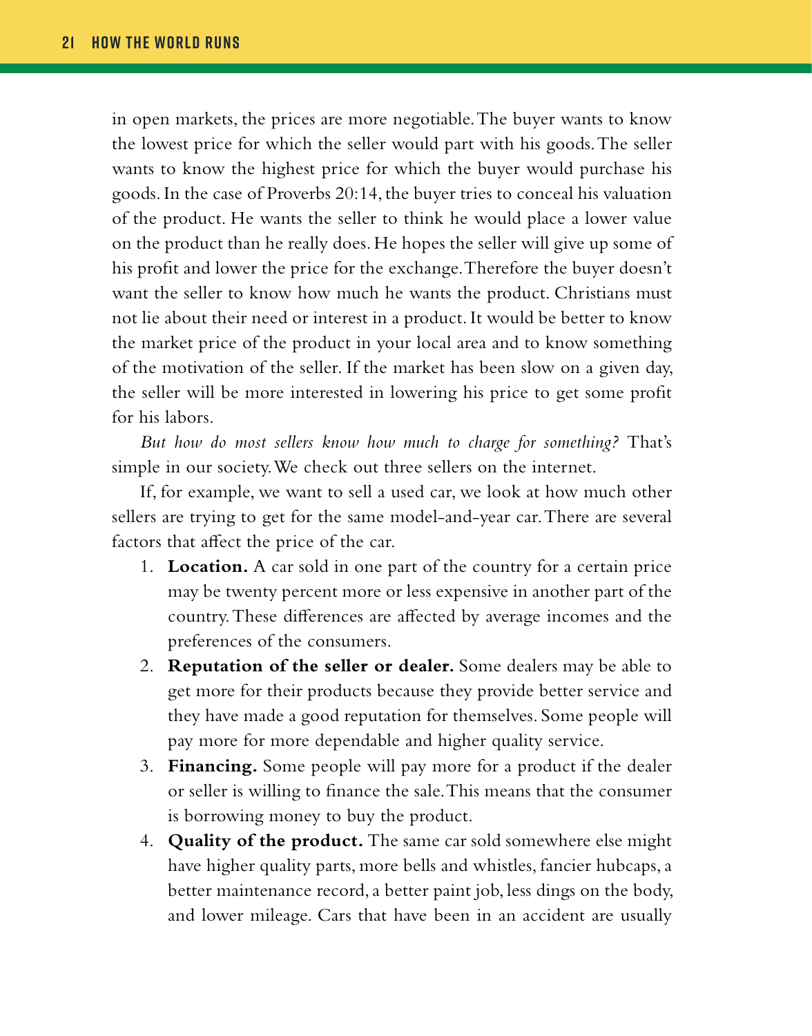in open markets, the prices are more negotiable. The buyer wants to know the lowest price for which the seller would part with his goods. The seller wants to know the highest price for which the buyer would purchase his goods. In the case of Proverbs 20:14, the buyer tries to conceal his valuation of the product. He wants the seller to think he would place a lower value on the product than he really does. He hopes the seller will give up some of his profit and lower the price for the exchange. Therefore the buyer doesn't want the seller to know how much he wants the product. Christians must not lie about their need or interest in a product. It would be better to know the market price of the product in your local area and to know something of the motivation of the seller. If the market has been slow on a given day, the seller will be more interested in lowering his price to get some profit for his labors.

*But how do most sellers know how much to charge for something?* That's simple in our society. We check out three sellers on the internet.

If, for example, we want to sell a used car, we look at how much other sellers are trying to get for the same model-and-year car. There are several factors that affect the price of the car.

1. **Location.** A car sold in one part of the country for a certain price may be twenty percent more or less expensive in another part of the country. These differences are affected by average incomes and the preferences of the consumers.
2. **Reputation of the seller or dealer.** Some dealers may be able to get more for their products because they provide better service and they have made a good reputation for themselves. Some people will pay more for more dependable and higher quality service.
3. **Financing.** Some people will pay more for a product if the dealer or seller is willing to finance the sale. This means that the consumer is borrowing money to buy the product.
4. **Quality of the product.** The same car sold somewhere else might have higher quality parts, more bells and whistles, fancier hubcaps, a better maintenance record, a better paint job, less dings on the body, and lower mileage. Cars that have been in an accident are usually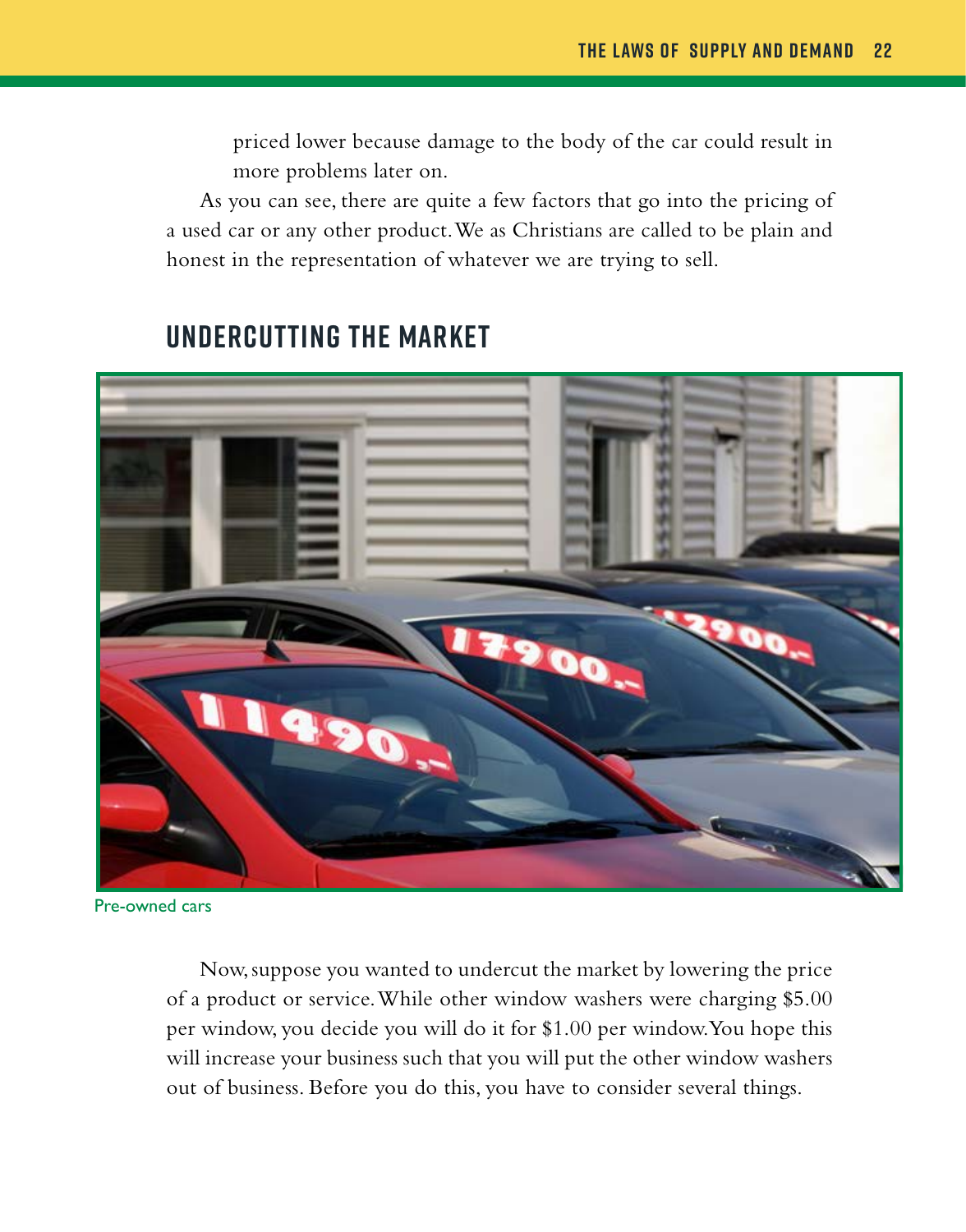priced lower because damage to the body of the car could result in more problems later on.

As you can see, there are quite a few factors that go into the pricing of a used car or any other product. We as Christians are called to be plain and honest in the representation of whatever we are trying to sell.

## UNDERCUTTING THE MARKET

Pre-owned cars

Now, suppose you wanted to undercut the market by lowering the price of a product or service. While other window washers were charging $5.00 per window, you decide you will do it for $1.00 per window. You hope this will increase your business such that you will put the other window washers out of business. Before you do this, you have to consider several things.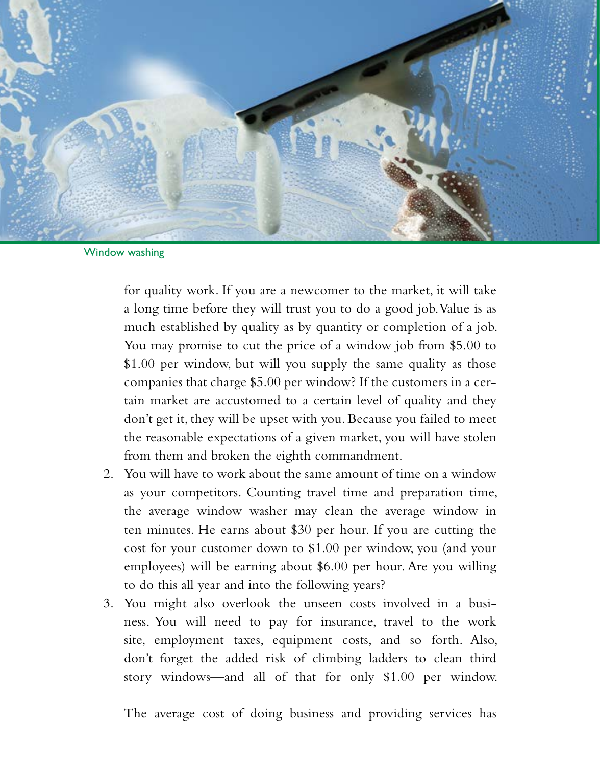Window washing

for quality work. If you are a newcomer to the market, it will take a long time before they will trust you to do a good job. Value is as much established by quality as by quantity or completion of a job. You may promise to cut the price of a window job from $5.00 to $1.00 per window, but will you supply the same quality as those companies that charge $5.00 per window? If the customers in a certain market are accustomed to a certain level of quality and they don't get it, they will be upset with you. Because you failed to meet the reasonable expectations of a given market, you will have stolen from them and broken the eighth commandment.

2. You will have to work about the same amount of time on a window as your competitors. Counting travel time and preparation time, the average window washer may clean the average window in ten minutes. He earns about $30 per hour. If you are cutting the cost for your customer down to $1.00 per window, you (and your employees) will be earning about $6.00 per hour. Are you willing to do this all year and into the following years?
3. You might also overlook the unseen costs involved in a business. You will need to pay for insurance, travel to the work site, employment taxes, equipment costs, and so forth. Also, don't forget the added risk of climbing ladders to clean third story windows—and all of that for only $1.00 per window.

The average cost of doing business and providing services has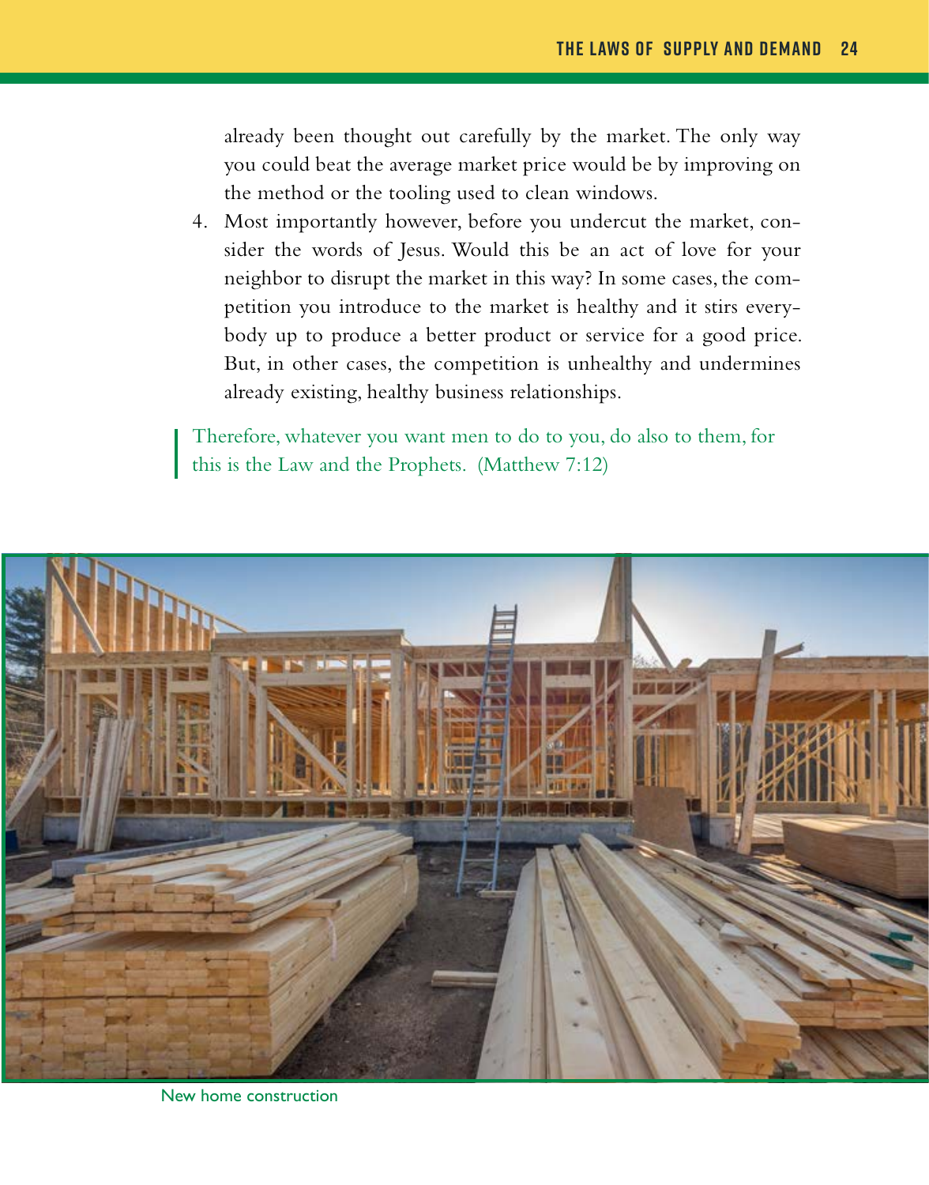already been thought out carefully by the market. The only way you could beat the average market price would be by improving on the method or the tooling used to clean windows.

4. Most importantly however, before you undercut the market, consider the words of Jesus. Would this be an act of love for your neighbor to disrupt the market in this way? In some cases, the competition you introduce to the market is healthy and it stirs everybody up to produce a better product or service for a good price. But, in other cases, the competition is unhealthy and undermines already existing, healthy business relationships.

> Therefore, whatever you want men to do to you, do also to them, for this is the Law and the Prophets. (Matthew 7:12)

New home construction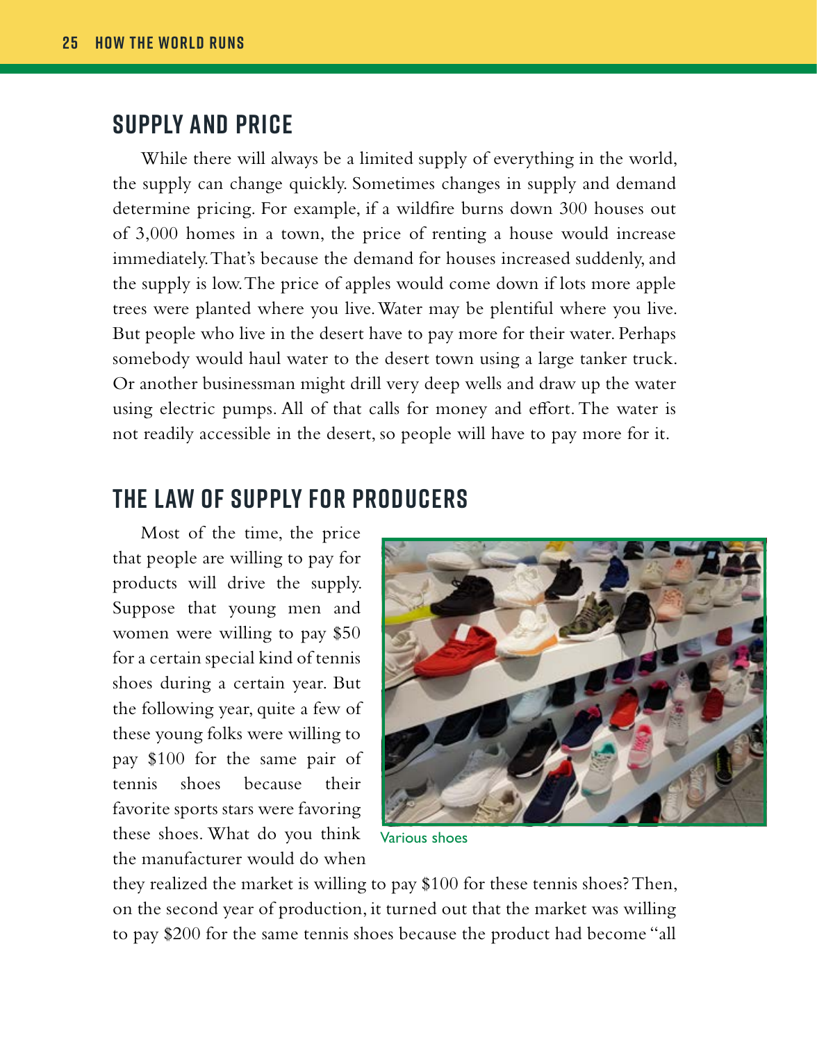## SUPPLY AND PRICE

While there will always be a limited supply of everything in the world, the supply can change quickly. Sometimes changes in supply and demand determine pricing. For example, if a wildfire burns down 300 houses out of 3,000 homes in a town, the price of renting a house would increase immediately. That's because the demand for houses increased suddenly, and the supply is low. The price of apples would come down if lots more apple trees were planted where you live. Water may be plentiful where you live. But people who live in the desert have to pay more for their water. Perhaps somebody would haul water to the desert town using a large tanker truck. Or another businessman might drill very deep wells and draw up the water using electric pumps. All of that calls for money and effort. The water is not readily accessible in the desert, so people will have to pay more for it.

## THE LAW OF SUPPLY FOR PRODUCERS

Most of the time, the price that people are willing to pay for products will drive the supply. Suppose that young men and women were willing to pay $50 for a certain special kind of tennis shoes during a certain year. But the following year, quite a few of these young folks were willing to pay $100 for the same pair of tennis shoes because their favorite sports stars were favoring these shoes. What do you think the manufacturer would do when they realized the market is willing to pay $100 for these tennis shoes? Then, on the second year of production, it turned out that the market was willing to pay $200 for the same tennis shoes because the product had become "all

Various shoes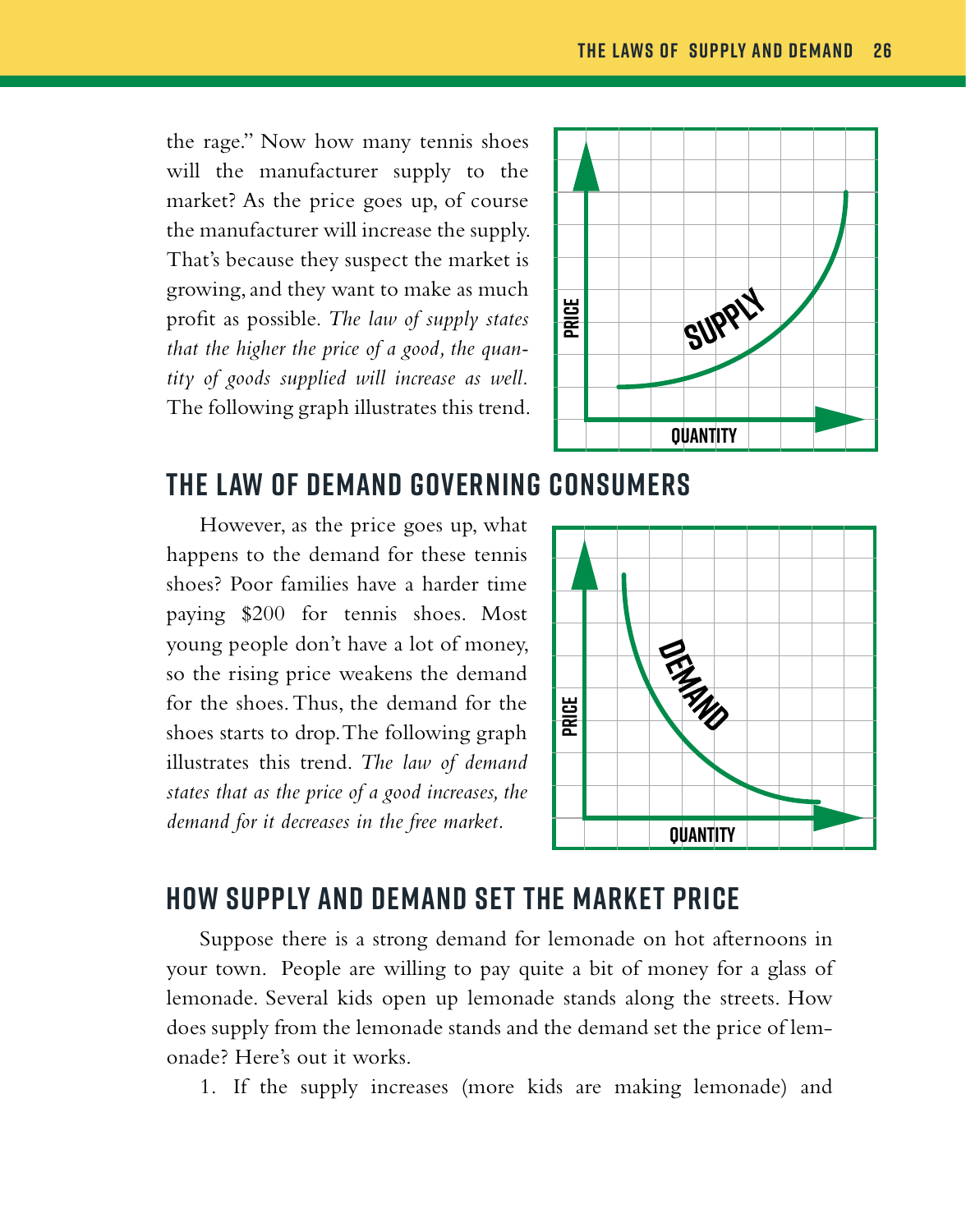the rage." Now how many tennis shoes will the manufacturer supply to the market? As the price goes up, of course the manufacturer will increase the supply. That's because they suspect the market is growing, and they want to make as much profit as possible. *The law of supply states that the higher the price of a good, the quantity of goods supplied will increase as well.* The following graph illustrates this trend.

## THE LAW OF DEMAND GOVERNING CONSUMERS

However, as the price goes up, what happens to the demand for these tennis shoes? Poor families have a harder time paying $200 for tennis shoes. Most young people don't have a lot of money, so the rising price weakens the demand for the shoes. Thus, the demand for the shoes starts to drop. The following graph illustrates this trend. *The law of demand states that as the price of a good increases, the demand for it decreases in the free market.*

## HOW SUPPLY AND DEMAND SET THE MARKET PRICE

Suppose there is a strong demand for lemonade on hot afternoons in your town. People are willing to pay quite a bit of money for a glass of lemonade. Several kids open up lemonade stands along the streets. How does supply from the lemonade stands and the demand set the price of lemonade? Here's out it works.

1. If the supply increases (more kids are making lemonade) and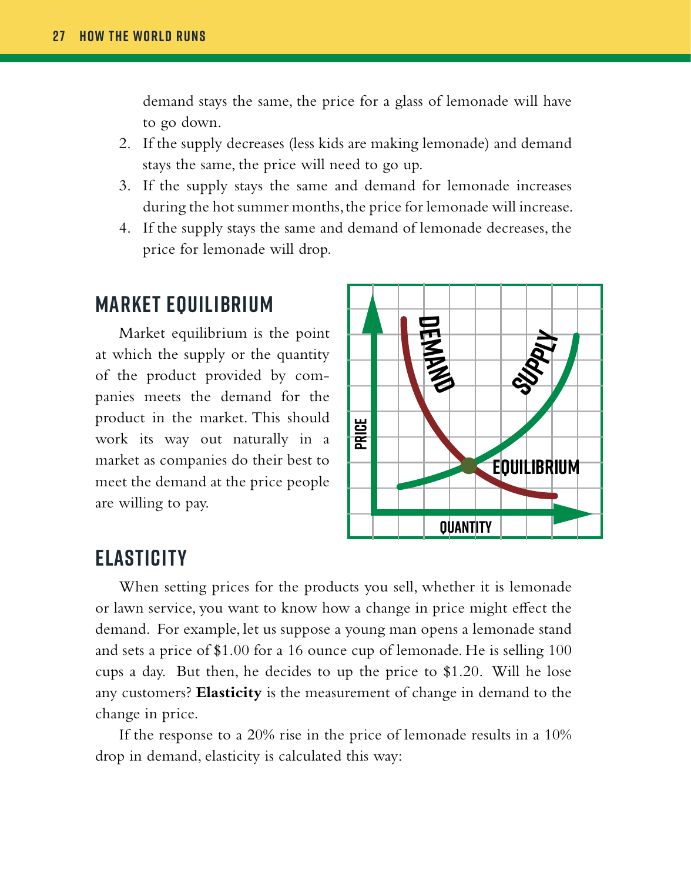demand stays the same, the price for a glass of lemonade will have to go down.

2. If the supply decreases (less kids are making lemonade) and demand stays the same, the price will need to go up.
3. If the supply stays the same and demand for lemonade increases during the hot summer months, the price for lemonade will increase.
4. If the supply stays the same and demand of lemonade decreases, the price for lemonade will drop.

## MARKET EQUILIBRIUM

Market equilibrium is the point at which the supply or the quantity of the product provided by companies meets the demand for the product in the market. This should work its way out naturally in a market as companies do their best to meet the demand at the price people are willing to pay.

## ELASTICITY

When setting prices for the products you sell, whether it is lemonade or lawn service, you want to know how a change in price might effect the demand. For example, let us suppose a young man opens a lemonade stand and sets a price of $1.00 for a 16 ounce cup of lemonade. He is selling 100 cups a day. But then, he decides to up the price to $1.20. Will he lose any customers? **Elasticity** is the measurement of change in demand to the change in price.

If the response to a 20% rise in the price of lemonade results in a 10% drop in demand, elasticity is calculated this way: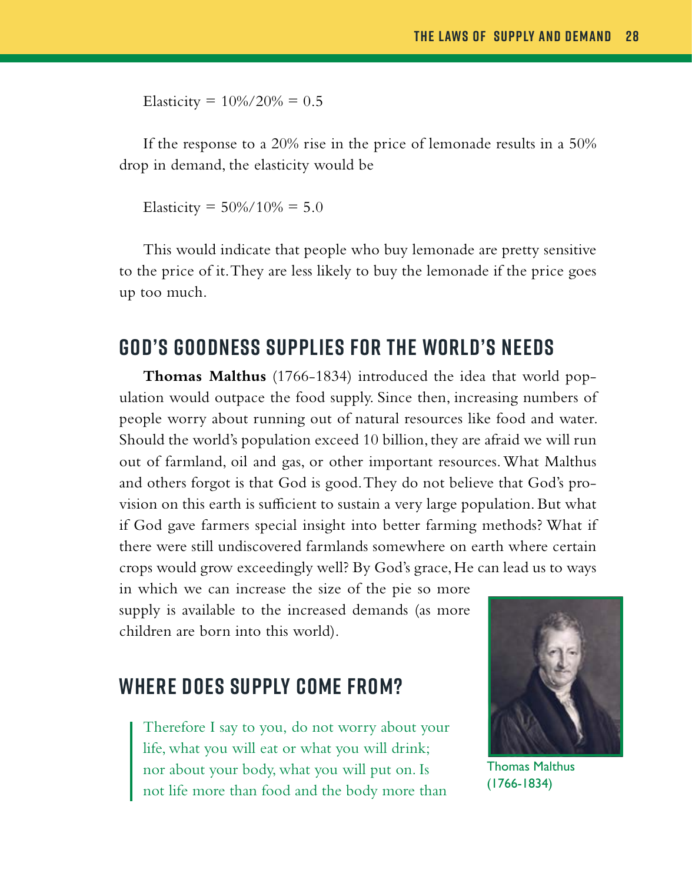Elasticity = 10%/20% = 0.5

If the response to a 20% rise in the price of lemonade results in a 50% drop in demand, the elasticity would be

Elasticity = 50%/10% = 5.0

This would indicate that people who buy lemonade are pretty sensitive to the price of it. They are less likely to buy the lemonade if the price goes up too much.

## GOD'S GOODNESS SUPPLIES FOR THE WORLD'S NEEDS

**Thomas Malthus** (1766-1834) introduced the idea that world population would outpace the food supply. Since then, increasing numbers of people worry about running out of natural resources like food and water. Should the world's population exceed 10 billion, they are afraid we will run out of farmland, oil and gas, or other important resources. What Malthus and others forgot is that God is good. They do not believe that God's provision on this earth is sufficient to sustain a very large population. But what if God gave farmers special insight into better farming methods? What if there were still undiscovered farmlands somewhere on earth where certain crops would grow exceedingly well? By God's grace, He can lead us to ways in which we can increase the size of the pie so more supply is available to the increased demands (as more children are born into this world).

Thomas Malthus (1766-1834)

## WHERE DOES SUPPLY COME FROM?

> Therefore I say to you, do not worry about your life, what you will eat or what you will drink; nor about your body, what you will put on. Is not life more than food and the body more than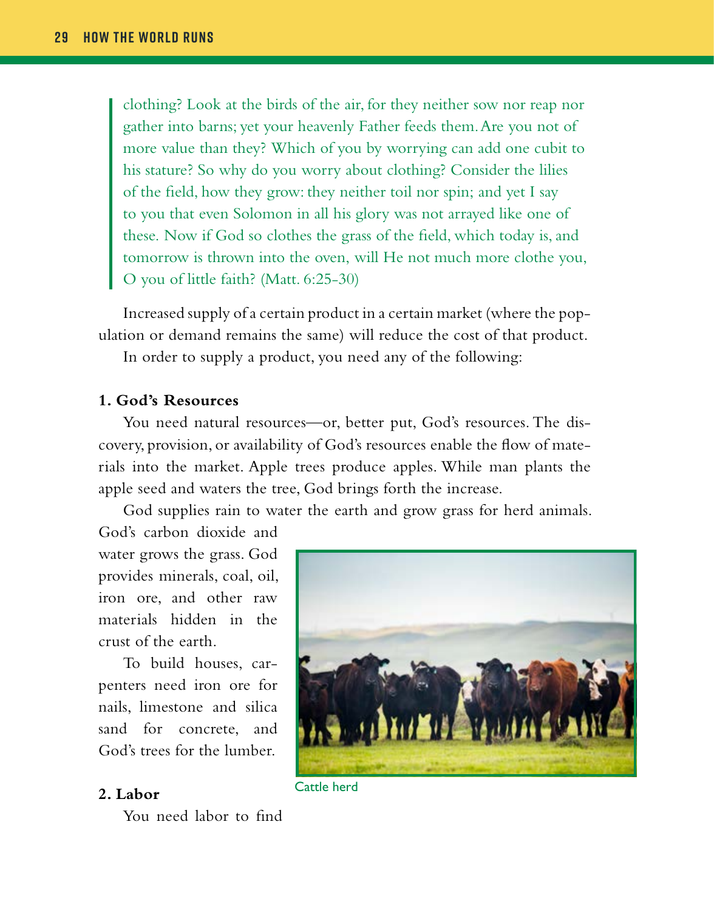> clothing? Look at the birds of the air, for they neither sow nor reap nor gather into barns; yet your heavenly Father feeds them. Are you not of more value than they? Which of you by worrying can add one cubit to his stature? So why do you worry about clothing? Consider the lilies of the field, how they grow: they neither toil nor spin; and yet I say to you that even Solomon in all his glory was not arrayed like one of these. Now if God so clothes the grass of the field, which today is, and tomorrow is thrown into the oven, will He not much more clothe you, O you of little faith? (Matt. 6:25-30)

Increased supply of a certain product in a certain market (where the population or demand remains the same) will reduce the cost of that product.

In order to supply a product, you need any of the following:

**1. God's Resources**

You need natural resources—or, better put, God's resources. The discovery, provision, or availability of God's resources enable the flow of materials into the market. Apple trees produce apples. While man plants the apple seed and waters the tree, God brings forth the increase.

God supplies rain to water the earth and grow grass for herd animals. God's carbon dioxide and water grows the grass. God provides minerals, coal, oil, iron ore, and other raw materials hidden in the crust of the earth.

To build houses, carpenters need iron ore for nails, limestone and silica sand for concrete, and God's trees for the lumber.

Cattle herd

**2. Labor**

You need labor to find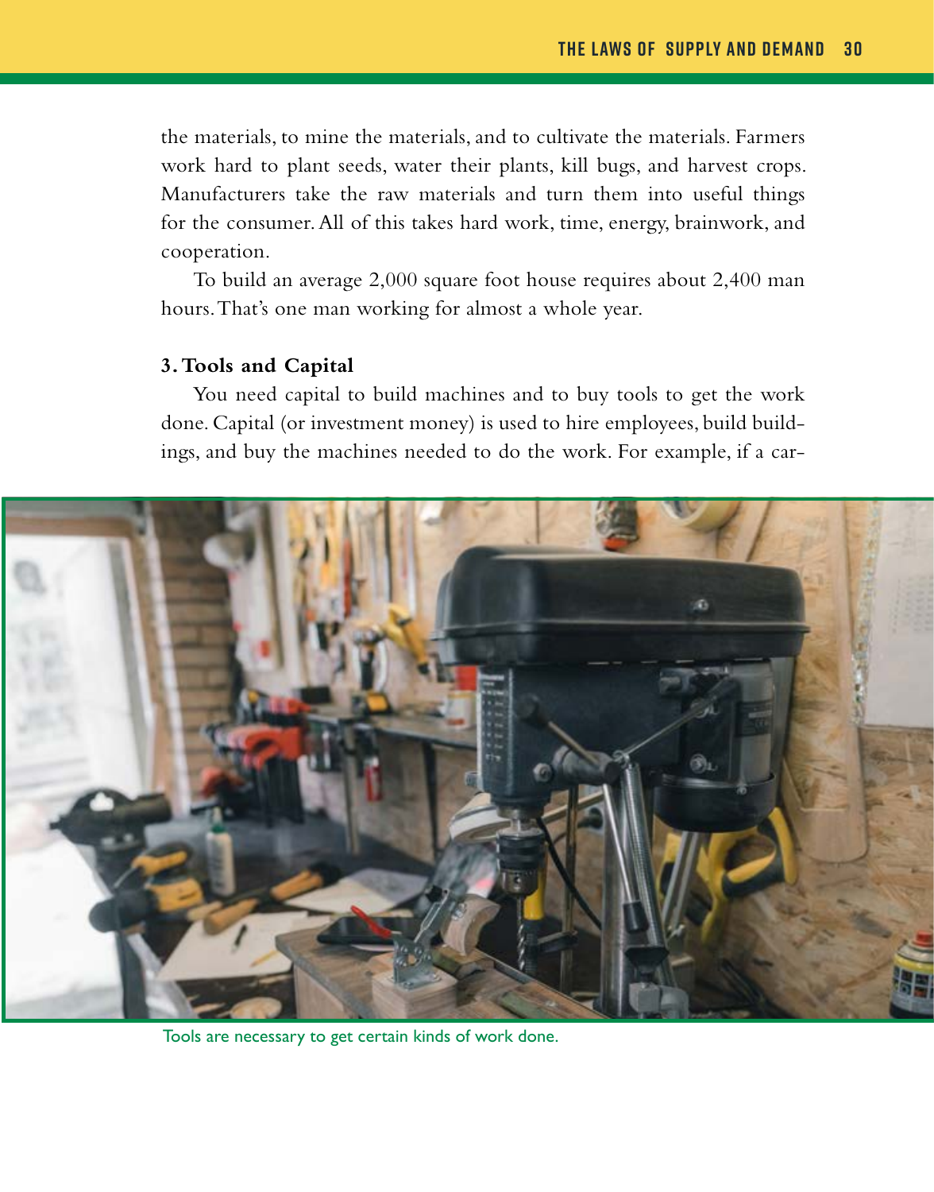the materials, to mine the materials, and to cultivate the materials. Farmers work hard to plant seeds, water their plants, kill bugs, and harvest crops. Manufacturers take the raw materials and turn them into useful things for the consumer. All of this takes hard work, time, energy, brainwork, and cooperation.

To build an average 2,000 square foot house requires about 2,400 man hours. That's one man working for almost a whole year.

**3. Tools and Capital**

You need capital to build machines and to buy tools to get the work done. Capital (or investment money) is used to hire employees, build buildings, and buy the machines needed to do the work. For example, if a car-

Tools are necessary to get certain kinds of work done.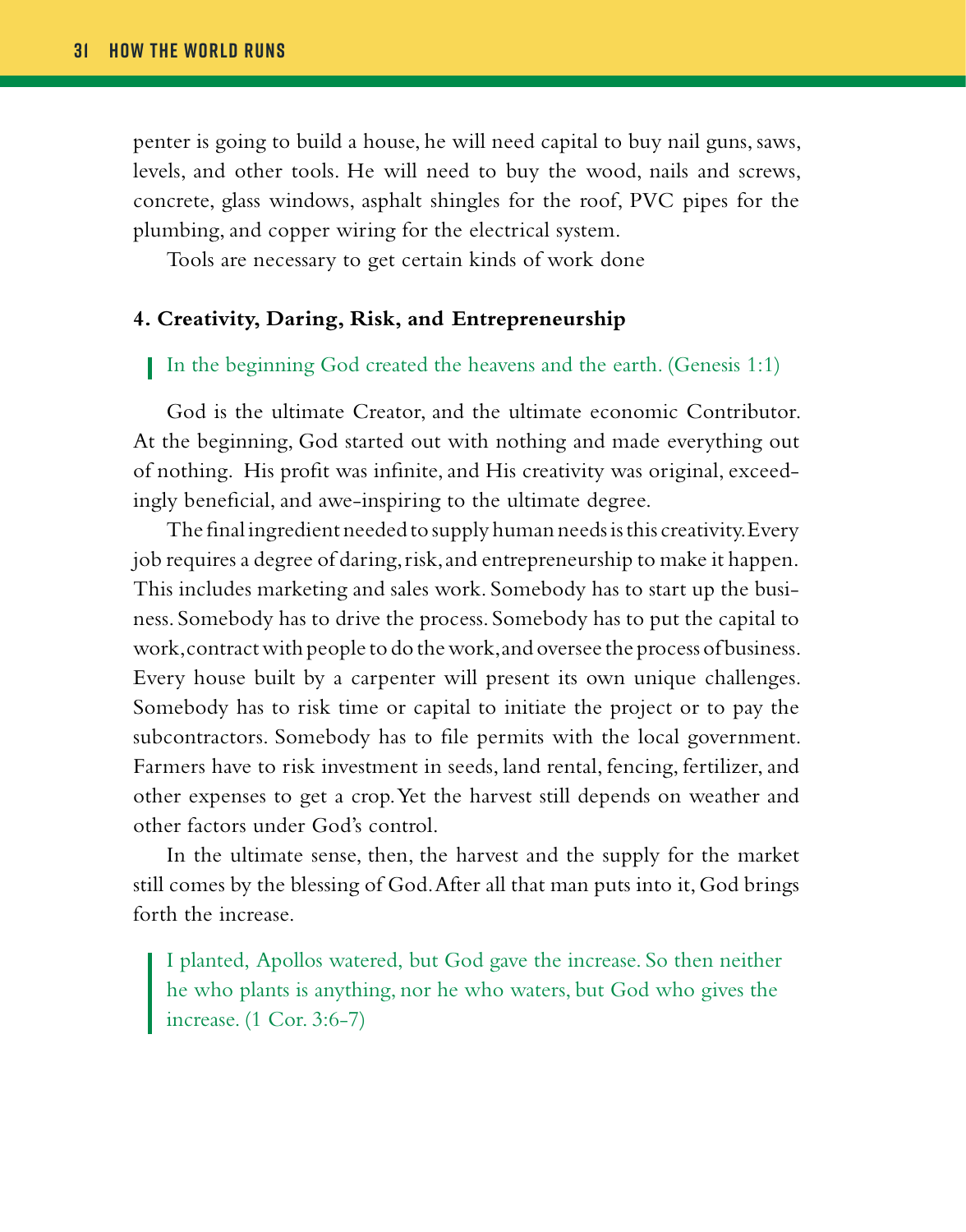penter is going to build a house, he will need capital to buy nail guns, saws, levels, and other tools. He will need to buy the wood, nails and screws, concrete, glass windows, asphalt shingles for the roof, PVC pipes for the plumbing, and copper wiring for the electrical system.

Tools are necessary to get certain kinds of work done

### 4. Creativity, Daring, Risk, and Entrepreneurship

> In the beginning God created the heavens and the earth. (Genesis 1:1)

God is the ultimate Creator, and the ultimate economic Contributor. At the beginning, God started out with nothing and made everything out of nothing. His profit was infinite, and His creativity was original, exceedingly beneficial, and awe-inspiring to the ultimate degree.

The final ingredient needed to supply human needs is this creativity. Every job requires a degree of daring, risk, and entrepreneurship to make it happen. This includes marketing and sales work. Somebody has to start up the business. Somebody has to drive the process. Somebody has to put the capital to work, contract with people to do the work, and oversee the process of business. Every house built by a carpenter will present its own unique challenges. Somebody has to risk time or capital to initiate the project or to pay the subcontractors. Somebody has to file permits with the local government. Farmers have to risk investment in seeds, land rental, fencing, fertilizer, and other expenses to get a crop. Yet the harvest still depends on weather and other factors under God's control.

In the ultimate sense, then, the harvest and the supply for the market still comes by the blessing of God. After all that man puts into it, God brings forth the increase.

> I planted, Apollos watered, but God gave the increase. So then neither he who plants is anything, nor he who waters, but God who gives the increase. (1 Cor. 3:6-7)